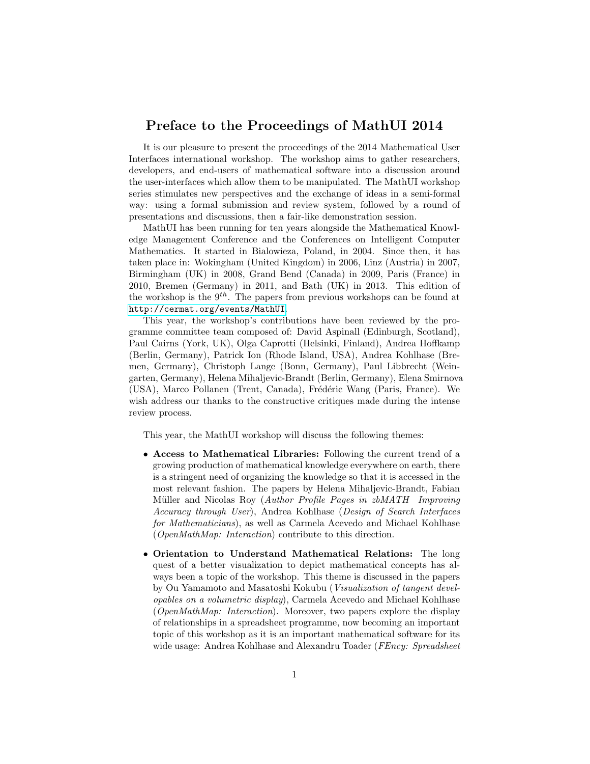# Preface to the Proceedings of MathUI 2014

It is our pleasure to present the proceedings of the 2014 Mathematical User Interfaces international workshop. The workshop aims to gather researchers, developers, and end-users of mathematical software into a discussion around the user-interfaces which allow them to be manipulated. The MathUI workshop series stimulates new perspectives and the exchange of ideas in a semi-formal way: using a formal submission and review system, followed by a round of presentations and discussions, then a fair-like demonstration session.

MathUI has been running for ten years alongside the Mathematical Knowledge Management Conference and the Conferences on Intelligent Computer Mathematics. It started in Bialowieza, Poland, in 2004. Since then, it has taken place in: Wokingham (United Kingdom) in 2006, Linz (Austria) in 2007, Birmingham (UK) in 2008, Grand Bend (Canada) in 2009, Paris (France) in 2010, Bremen (Germany) in 2011, and Bath (UK) in 2013. This edition of the workshop is the $9^{th}$. The papers from previous workshops can be found at http://cermat.org/events/MathUI.

This year, the workshop's contributions have been reviewed by the programme committee team composed of: David Aspinall (Edinburgh, Scotland), Paul Cairns (York, UK), Olga Caprotti (Helsinki, Finland), Andrea Hoffkamp (Berlin, Germany), Patrick Ion (Rhode Island, USA), Andrea Kohlhase (Bremen, Germany), Christoph Lange (Bonn, Germany), Paul Libbrecht (Weingarten, Germany), Helena Mihaljevic-Brandt (Berlin, Germany), Elena Smirnova (USA), Marco Pollanen (Trent, Canada), Frédéric Wang (Paris, France). We wish address our thanks to the constructive critiques made during the intense review process.

This year, the MathUI workshop will discuss the following themes:

- **Access to Mathematical Libraries:** Following the current trend of a growing production of mathematical knowledge everywhere on earth, there is a stringent need of organizing the knowledge so that it is accessed in the most relevant fashion. The papers by Helena Mihaljevic-Brandt, Fabian Müller and Nicolas Roy (*Author Profile Pages in zbMATH Improving Accuracy through User*), Andrea Kohlhase (*Design of Search Interfaces for Mathematicians*), as well as Carmela Acevedo and Michael Kohlhase (*OpenMathMap: Interaction*) contribute to this direction.
- **Orientation to Understand Mathematical Relations:** The long quest of a better visualization to depict mathematical concepts has always been a topic of the workshop. This theme is discussed in the papers by Ou Yamamoto and Masatoshi Kokubu (*Visualization of tangent developables on a volumetric display*), Carmela Acevedo and Michael Kohlhase (*OpenMathMap: Interaction*). Moreover, two papers explore the display of relationships in a spreadsheet programme, now becoming an important topic of this workshop as it is an important mathematical software for its wide usage: Andrea Kohlhase and Alexandru Toader (*FEncy: Spreadsheet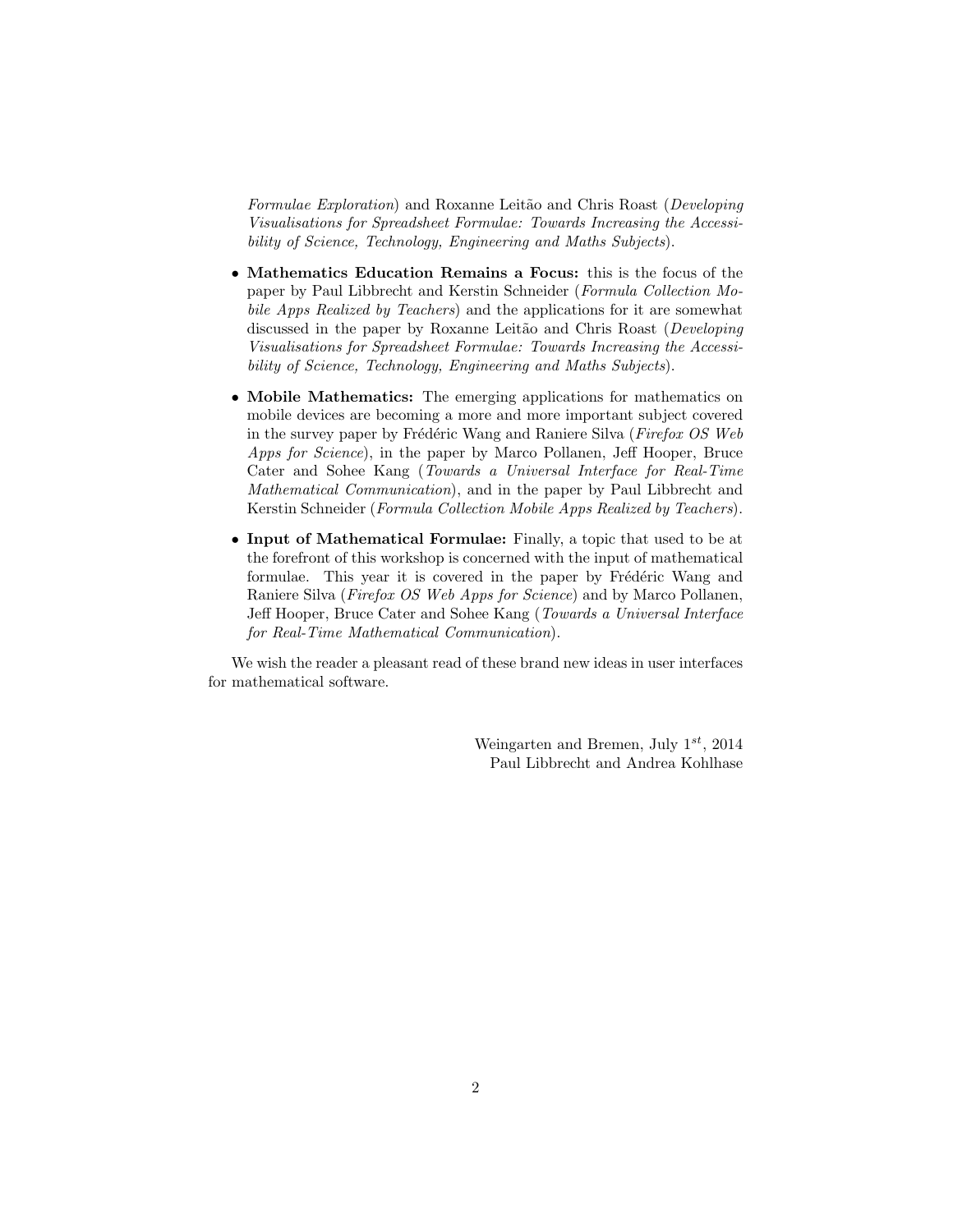*Formulae Exploration*) and Roxanne Leitão and Chris Roast (*Developing Visualisations for Spreadsheet Formulae: Towards Increasing the Accessibility of Science, Technology, Engineering and Maths Subjects*).

- **Mathematics Education Remains a Focus:** this is the focus of the paper by Paul Libbrecht and Kerstin Schneider (*Formula Collection Mobile Apps Realized by Teachers*) and the applications for it are somewhat discussed in the paper by Roxanne Leitão and Chris Roast (*Developing Visualisations for Spreadsheet Formulae: Towards Increasing the Accessibility of Science, Technology, Engineering and Maths Subjects*).

- **Mobile Mathematics:** The emerging applications for mathematics on mobile devices are becoming a more and more important subject covered in the survey paper by Frédéric Wang and Raniere Silva (*Firefox OS Web Apps for Science*), in the paper by Marco Pollanen, Jeff Hooper, Bruce Cater and Sohee Kang (*Towards a Universal Interface for Real-Time Mathematical Communication*), and in the paper by Paul Libbrecht and Kerstin Schneider (*Formula Collection Mobile Apps Realized by Teachers*).

- **Input of Mathematical Formulae:** Finally, a topic that used to be at the forefront of this workshop is concerned with the input of mathematical formulae. This year it is covered in the paper by Frédéric Wang and Raniere Silva (*Firefox OS Web Apps for Science*) and by Marco Pollanen, Jeff Hooper, Bruce Cater and Sohee Kang (*Towards a Universal Interface for Real-Time Mathematical Communication*).

We wish the reader a pleasant read of these brand new ideas in user interfaces for mathematical software.

Weingarten and Bremen, July 1st, 2014
Paul Libbrecht and Andrea Kohlhase